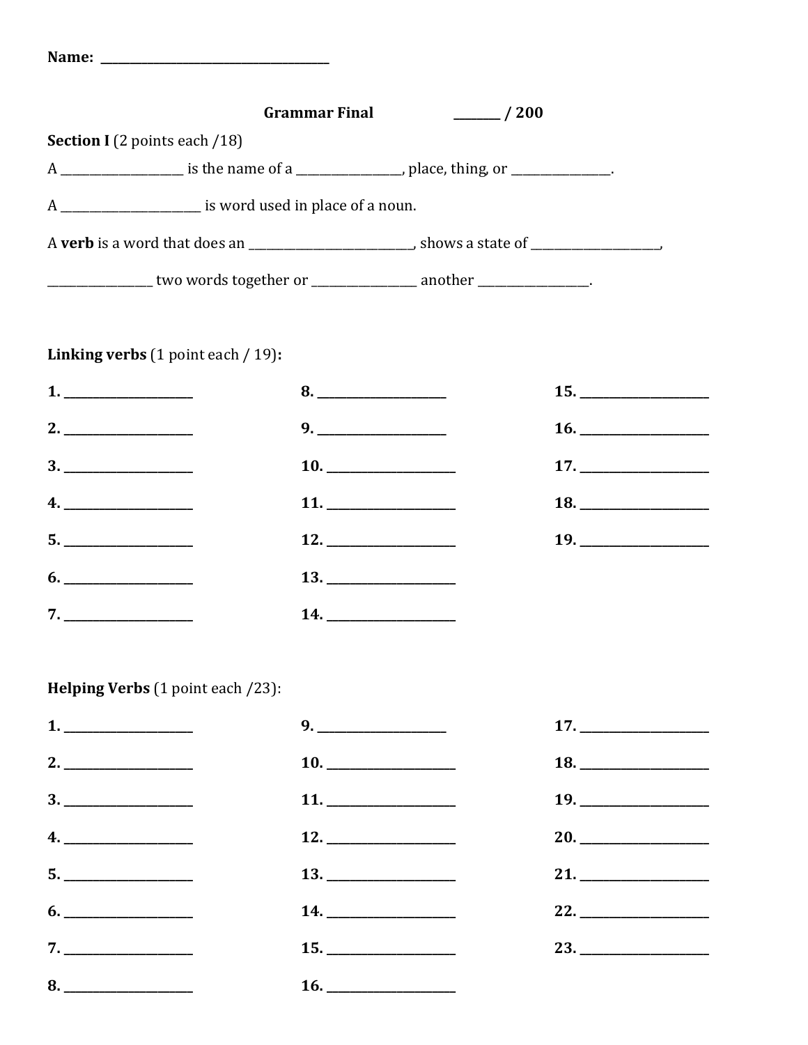Name: ___________________________________

**Grammar Final** _______ / 200

**Section I** (2 points each /18)

A ____________________ is the name of a _________________, place, thing, or ________________.

A ________________________ is word used in place of a noun.

A **verb** is a word that does an ____________________________, shows a state of ____________________,

_________________ two words together or _________________ another __________________.

**Linking verbs** (1 point each / 19):

**1.** ____________________ **8.** ____________________ **15.** ____________________

**2.** ____________________ **9.** ____________________ **16.** ____________________

**3.** ____________________ **10.** ____________________ **17.** ____________________

**4.** ____________________ **11.** ____________________ **18.** ____________________

**5.** ____________________ **12.** ____________________ **19.** ____________________

**6.** ____________________ **13.** ____________________

**7.** ____________________ **14.** ____________________

**Helping Verbs** (1 point each /23):

**1.** ____________________ **9.** ____________________ **17.** ____________________

**2.** ____________________ **10.** ____________________ **18.** ____________________

**3.** ____________________ **11.** ____________________ **19.** ____________________

**4.** ____________________ **12.** ____________________ **20.** ____________________

**5.** ____________________ **13.** ____________________ **21.** ____________________

**6.** ____________________ **14.** ____________________ **22.** ____________________

**7.** ____________________ **15.** ____________________ **23.** ____________________

**8.** ____________________ **16.** ____________________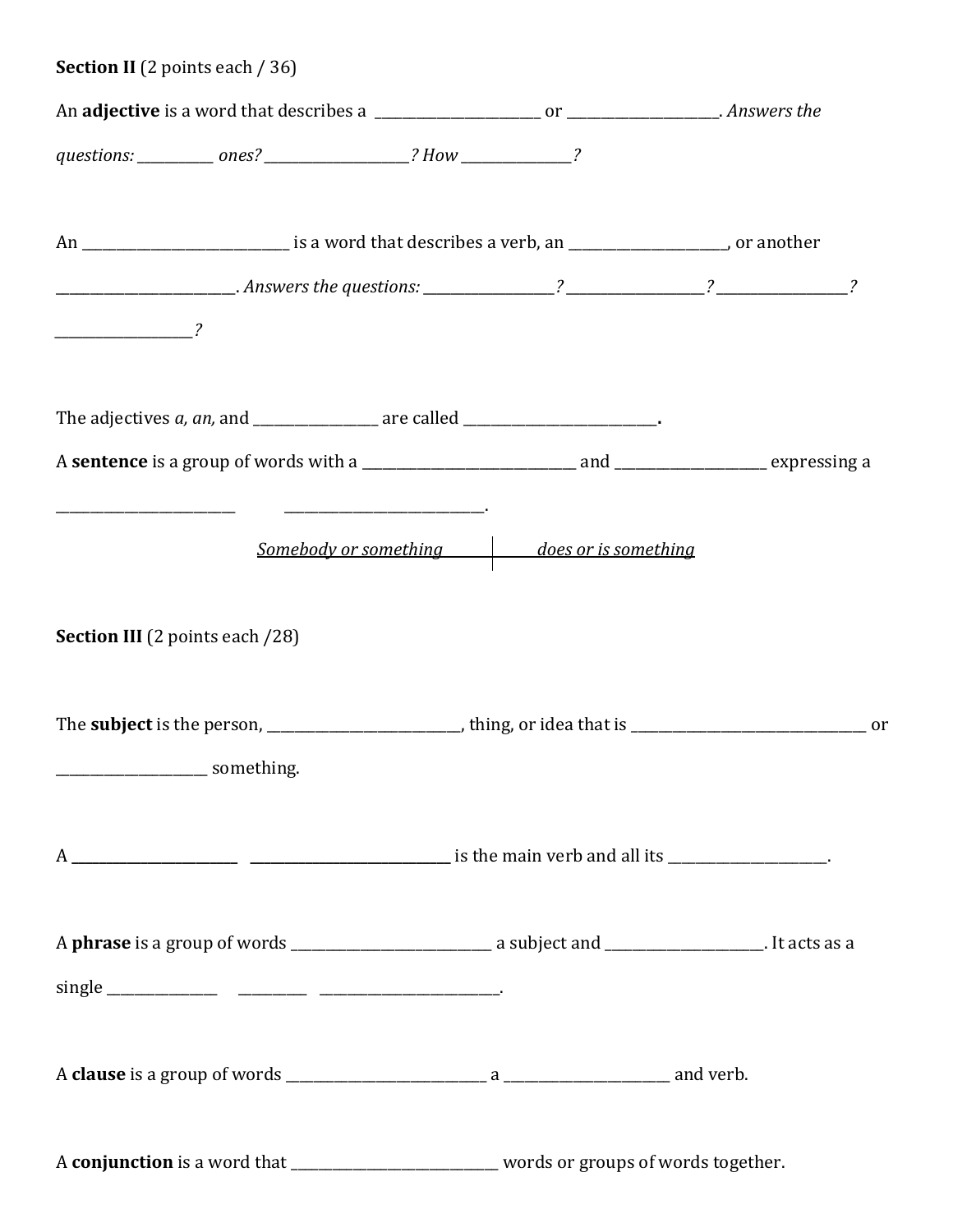**Section II** (2 points each / 36)

An **adjective** is a word that describes a ________________________ or _____________________. *Answers the questions: ___________ ones? _____________________? How ________________?*

An ____________________________ is a word that describes a verb, an ______________________, or another __________________________. *Answers the questions: __________________? __________________? __________________? ___________________?*

The adjectives *a, an,* and _________________ are called ___________________________**.**

A **sentence** is a group of words with a _____________________________ and _____________________ expressing a _________________________ ____________________________.

<u>*Somebody or something*</u> | <u>*does or is something*</u>

**Section III** (2 points each /28)

The **subject** is the person, ___________________________, thing, or idea that is _________________________________ or _____________________ something.

A **________________________ ____________________________** is the main verb and all its ______________________.

A **phrase** is a group of words ___________________________ a subject and ______________________. It acts as a single ________________ __________ _________________________.

A **clause** is a group of words ____________________________ a _______________________ and verb.

A **conjunction** is a word that _____________________________ words or groups of words together.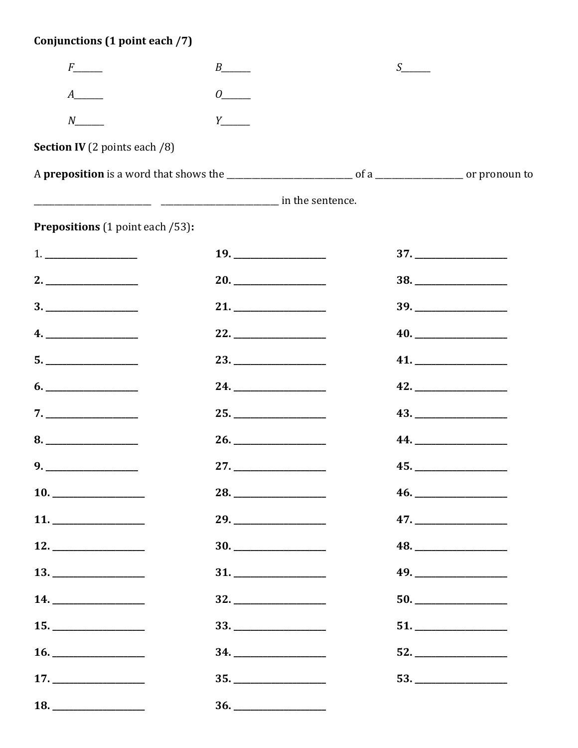**Conjunctions** **(1 point each /7)**

F______ B______ S______

A______ O______

N______ Y______

**Section IV** (2 points each /8)

A **preposition** is a word that shows the ___________________________ of a __________________ or pronoun to

__________________________ __________________________ in the sentence.

**Prepositions** (1 point each /53)**:**

1. ____________________
2. ____________________
3. ____________________
4. ____________________
5. ____________________
6. ____________________
7. ____________________
8. ____________________
9. ____________________
10. ____________________
11. ____________________
12. ____________________
13. ____________________
14. ____________________
15. ____________________
16. ____________________
17. ____________________
18. ____________________
19. ____________________
20. ____________________
21. ____________________
22. ____________________
23. ____________________
24. ____________________
25. ____________________
26. ____________________
27. ____________________
28. ____________________
29. ____________________
30. ____________________
31. ____________________
32. ____________________
33. ____________________
34. ____________________
35. ____________________
36. ____________________
37. ____________________
38. ____________________
39. ____________________
40. ____________________
41. ____________________
42. ____________________
43. ____________________
44. ____________________
45. ____________________
46. ____________________
47. ____________________
48. ____________________
49. ____________________
50. ____________________
51. ____________________
52. ____________________
53. ____________________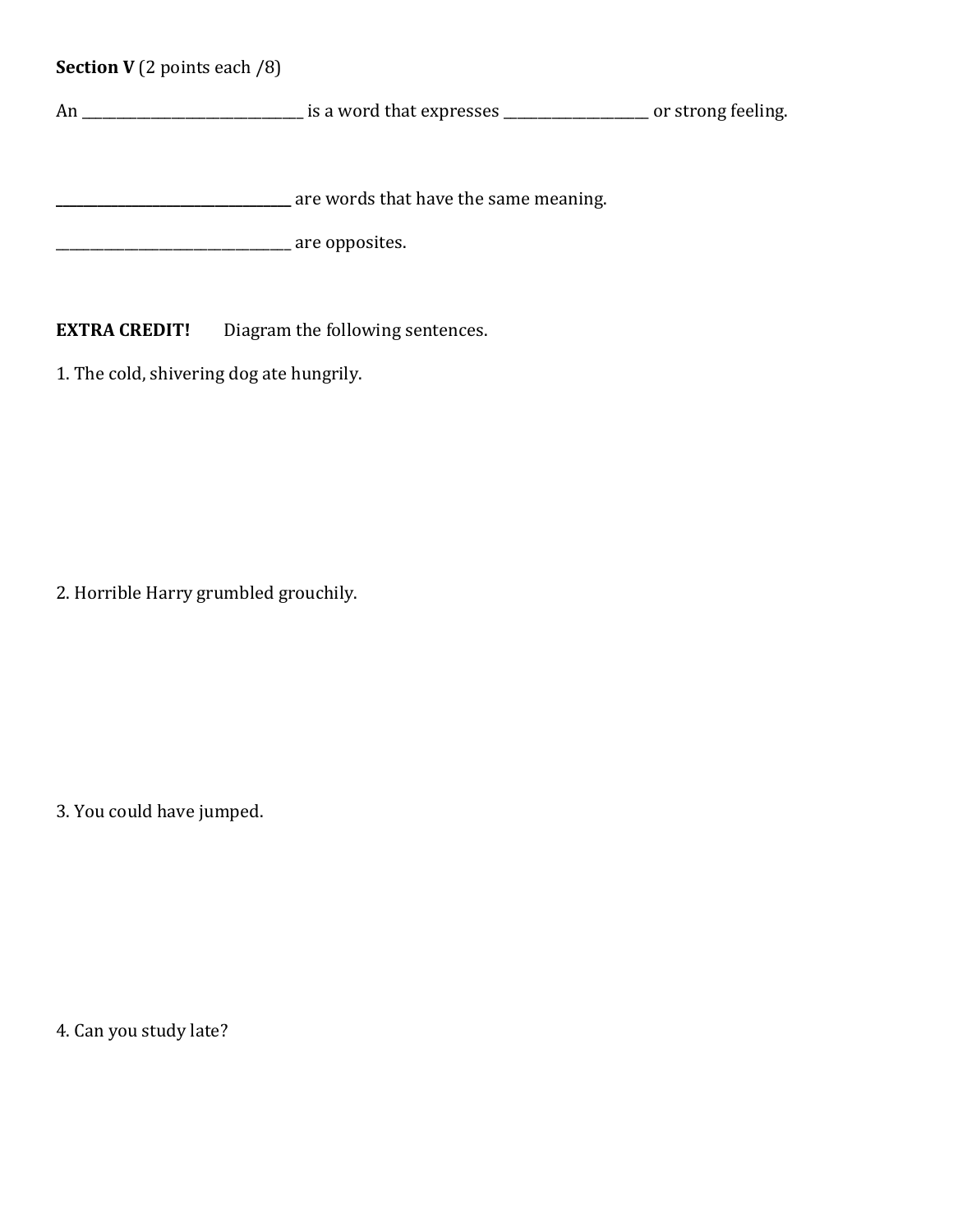**Section V** (2 points each /8)

An _______________________________ is a word that expresses ____________________ or strong feeling.

_________________________________ are words that have the same meaning.

_________________________________ are opposites.

**EXTRA CREDIT!** Diagram the following sentences.

1. The cold, shivering dog ate hungrily.

2. Horrible Harry grumbled grouchily.

3. You could have jumped.

4. Can you study late?